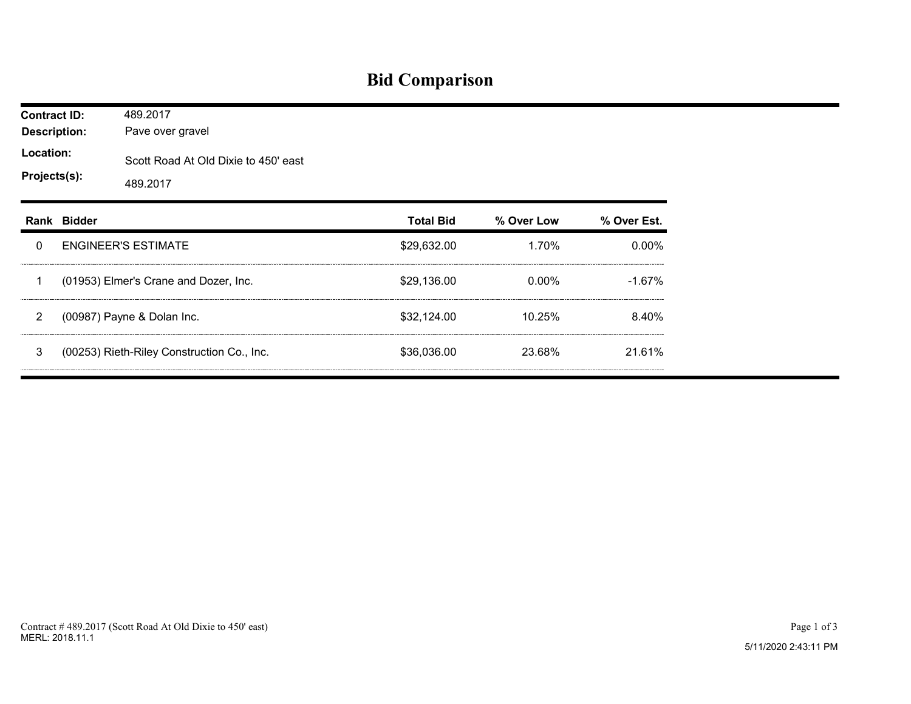# Bid Comparison

**Contract ID:** 489.2017

**Description:** Pave over gravel

**Location:** Scott Road At Old Dixie to 450' east

**Projects(s):** 489.2017

| Rank | Bidder | Total Bid | % Over Low | % Over Est. |
|---|---|---|---|---|
| 0 | ENGINEER'S ESTIMATE | $29,632.00 | 1.70% | 0.00% |
| 1 | (01953) Elmer's Crane and Dozer, Inc. | $29,136.00 | 0.00% | -1.67% |
| 2 | (00987) Payne & Dolan Inc. | $32,124.00 | 10.25% | 8.40% |
| 3 | (00253) Rieth-Riley Construction Co., Inc. | $36,036.00 | 23.68% | 21.61% |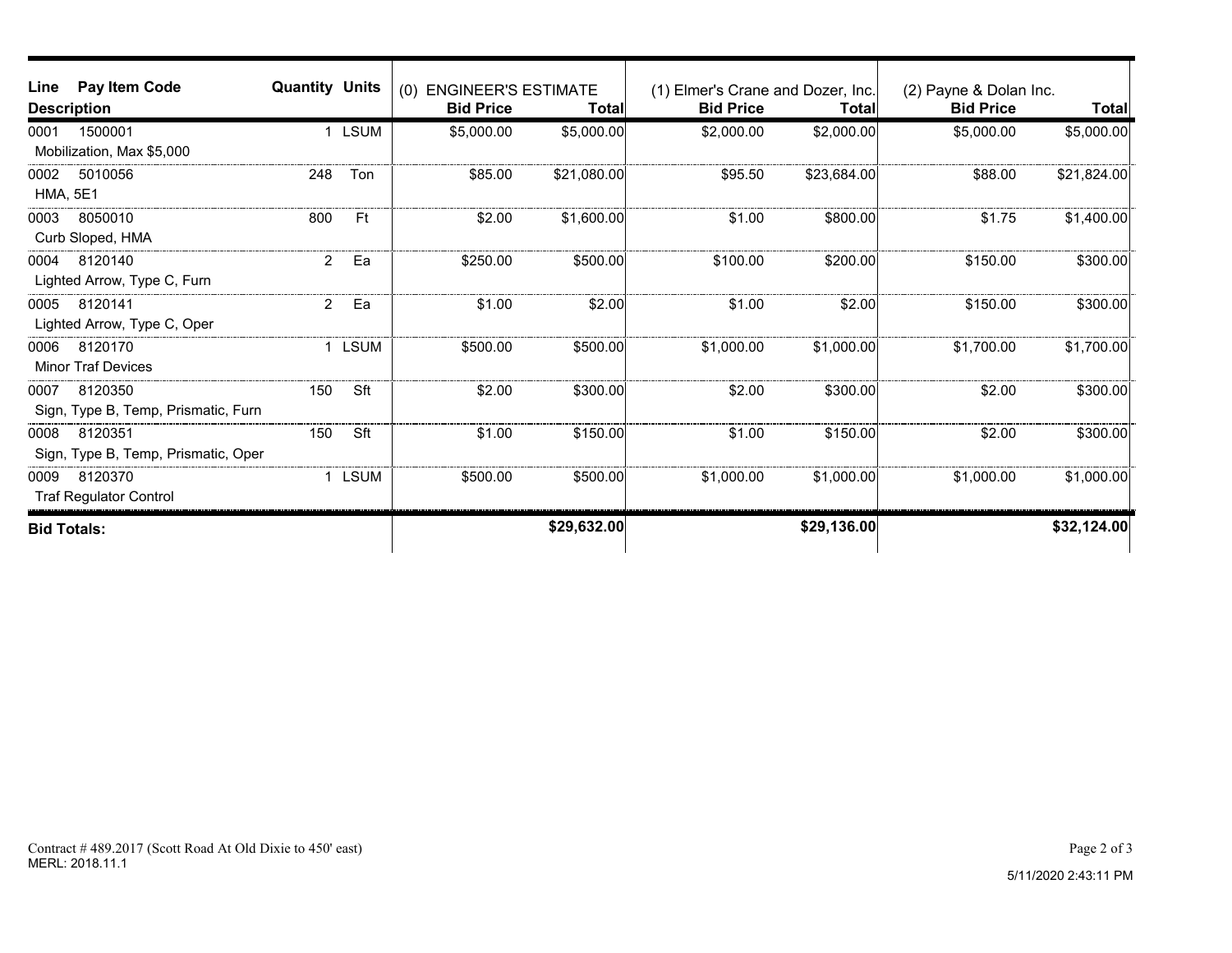| Line | Pay Item Code / Description | Quantity | Units | (0) ENGINEER'S ESTIMATE Bid Price | Total | (1) Elmer's Crane and Dozer, Inc. Bid Price | Total | (2) Payne & Dolan Inc. Bid Price | Total |
|---|---|---|---|---|---|---|---|---|---|
| 0001 | 1500001 Mobilization, Max $5,000 | 1 | LSUM | $5,000.00 | $5,000.00 | $2,000.00 | $2,000.00 | $5,000.00 | $5,000.00 |
| 0002 | 5010056 HMA, 5E1 | 248 | Ton | $85.00 | $21,080.00 | $95.50 | $23,684.00 | $88.00 | $21,824.00 |
| 0003 | 8050010 Curb Sloped, HMA | 800 | Ft | $2.00 | $1,600.00 | $1.00 | $800.00 | $1.75 | $1,400.00 |
| 0004 | 8120140 Lighted Arrow, Type C, Furn | 2 | Ea | $250.00 | $500.00 | $100.00 | $200.00 | $150.00 | $300.00 |
| 0005 | 8120141 Lighted Arrow, Type C, Oper | 2 | Ea | $1.00 | $2.00 | $1.00 | $2.00 | $150.00 | $300.00 |
| 0006 | 8120170 Minor Traf Devices | 1 | LSUM | $500.00 | $500.00 | $1,000.00 | $1,000.00 | $1,700.00 | $1,700.00 |
| 0007 | 8120350 Sign, Type B, Temp, Prismatic, Furn | 150 | Sft | $2.00 | $300.00 | $2.00 | $300.00 | $2.00 | $300.00 |
| 0008 | 8120351 Sign, Type B, Temp, Prismatic, Oper | 150 | Sft | $1.00 | $150.00 | $1.00 | $150.00 | $2.00 | $300.00 |
| 0009 | 8120370 Traf Regulator Control | 1 | LSUM | $500.00 | $500.00 | $1,000.00 | $1,000.00 | $1,000.00 | $1,000.00 |
| **Bid Totals:** | | | | | **$29,632.00** | | **$29,136.00** | | **$32,124.00** |

Contract # 489.2017 (Scott Road At Old Dixie to 450' east)
MERL: 2018.11.1

5/11/2020 2:43:11 PM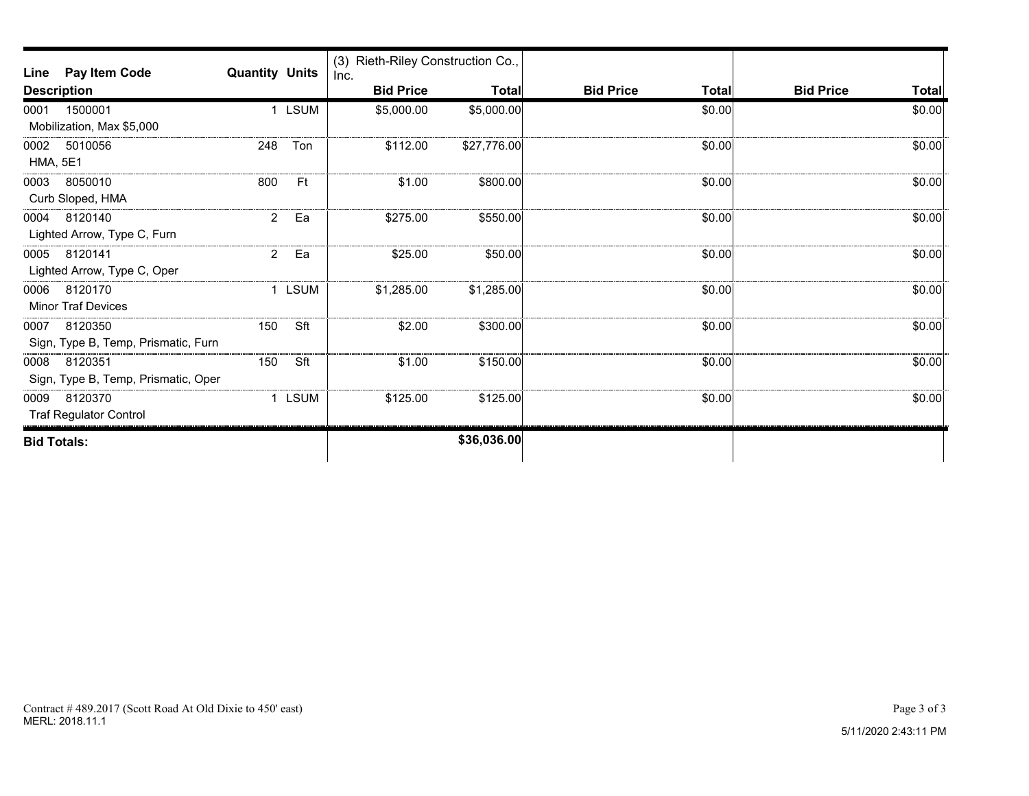| Line | Pay Item Code | Quantity | Units | (3) Rieth-Riley Construction Co., Inc. | | | | | |
|---|---|---|---|---|---|---|---|---|---|
| Description | | | | Bid Price | Total | Bid Price | Total | Bid Price | Total |
| 0001 | 1500001<br>Mobilization, Max $5,000 | 1 | LSUM | $5,000.00 | $5,000.00 | | $0.00 | | $0.00 |
| 0002 | 5010056<br>HMA, 5E1 | 248 | Ton | $112.00 | $27,776.00 | | $0.00 | | $0.00 |
| 0003 | 8050010<br>Curb Sloped, HMA | 800 | Ft | $1.00 | $800.00 | | $0.00 | | $0.00 |
| 0004 | 8120140<br>Lighted Arrow, Type C, Furn | 2 | Ea | $275.00 | $550.00 | | $0.00 | | $0.00 |
| 0005 | 8120141<br>Lighted Arrow, Type C, Oper | 2 | Ea | $25.00 | $50.00 | | $0.00 | | $0.00 |
| 0006 | 8120170<br>Minor Traf Devices | 1 | LSUM | $1,285.00 | $1,285.00 | | $0.00 | | $0.00 |
| 0007 | 8120350<br>Sign, Type B, Temp, Prismatic, Furn | 150 | Sft | $2.00 | $300.00 | | $0.00 | | $0.00 |
| 0008 | 8120351<br>Sign, Type B, Temp, Prismatic, Oper | 150 | Sft | $1.00 | $150.00 | | $0.00 | | $0.00 |
| 0009 | 8120370<br>Traf Regulator Control | 1 | LSUM | $125.00 | $125.00 | | $0.00 | | $0.00 |
| **Bid Totals:** | | | | | **$36,036.00** | | | | |

Contract # 489.2017 (Scott Road At Old Dixie to 450' east)
MERL: 2018.11.1

5/11/2020 2:43:11 PM